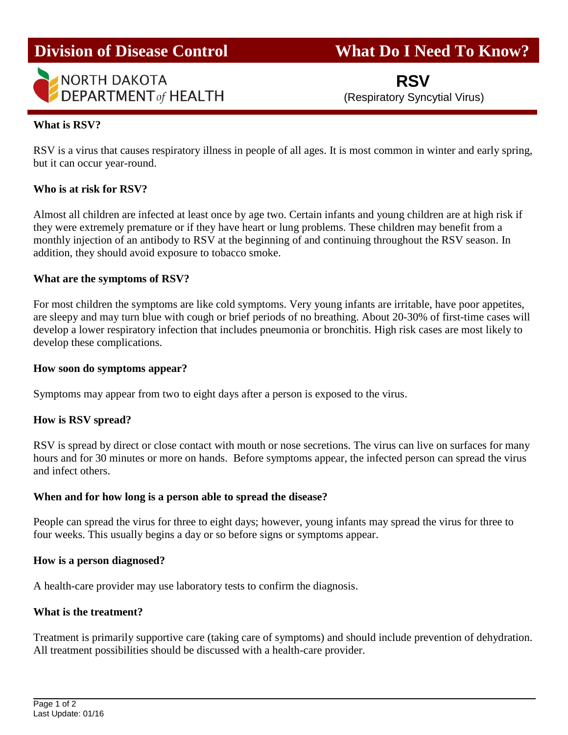# Division of Disease Control — What Do I Need To Know?

NORTH DAKOTA DEPARTMENT *of* HEALTH

## RSV

(Respiratory Syncytial Virus)

**What is RSV?**

RSV is a virus that causes respiratory illness in people of all ages. It is most common in winter and early spring, but it can occur year-round.

**Who is at risk for RSV?**

Almost all children are infected at least once by age two. Certain infants and young children are at high risk if they were extremely premature or if they have heart or lung problems. These children may benefit from a monthly injection of an antibody to RSV at the beginning of and continuing throughout the RSV season. In addition, they should avoid exposure to tobacco smoke.

**What are the symptoms of RSV?**

For most children the symptoms are like cold symptoms. Very young infants are irritable, have poor appetites, are sleepy and may turn blue with cough or brief periods of no breathing. About 20-30% of first-time cases will develop a lower respiratory infection that includes pneumonia or bronchitis. High risk cases are most likely to develop these complications.

**How soon do symptoms appear?**

Symptoms may appear from two to eight days after a person is exposed to the virus.

**How is RSV spread?**

RSV is spread by direct or close contact with mouth or nose secretions. The virus can live on surfaces for many hours and for 30 minutes or more on hands. Before symptoms appear, the infected person can spread the virus and infect others.

**When and for how long is a person able to spread the disease?**

People can spread the virus for three to eight days; however, young infants may spread the virus for three to four weeks. This usually begins a day or so before signs or symptoms appear.

**How is a person diagnosed?**

A health-care provider may use laboratory tests to confirm the diagnosis.

**What is the treatment?**

Treatment is primarily supportive care (taking care of symptoms) and should include prevention of dehydration. All treatment possibilities should be discussed with a health-care provider.

Last Update: 01/16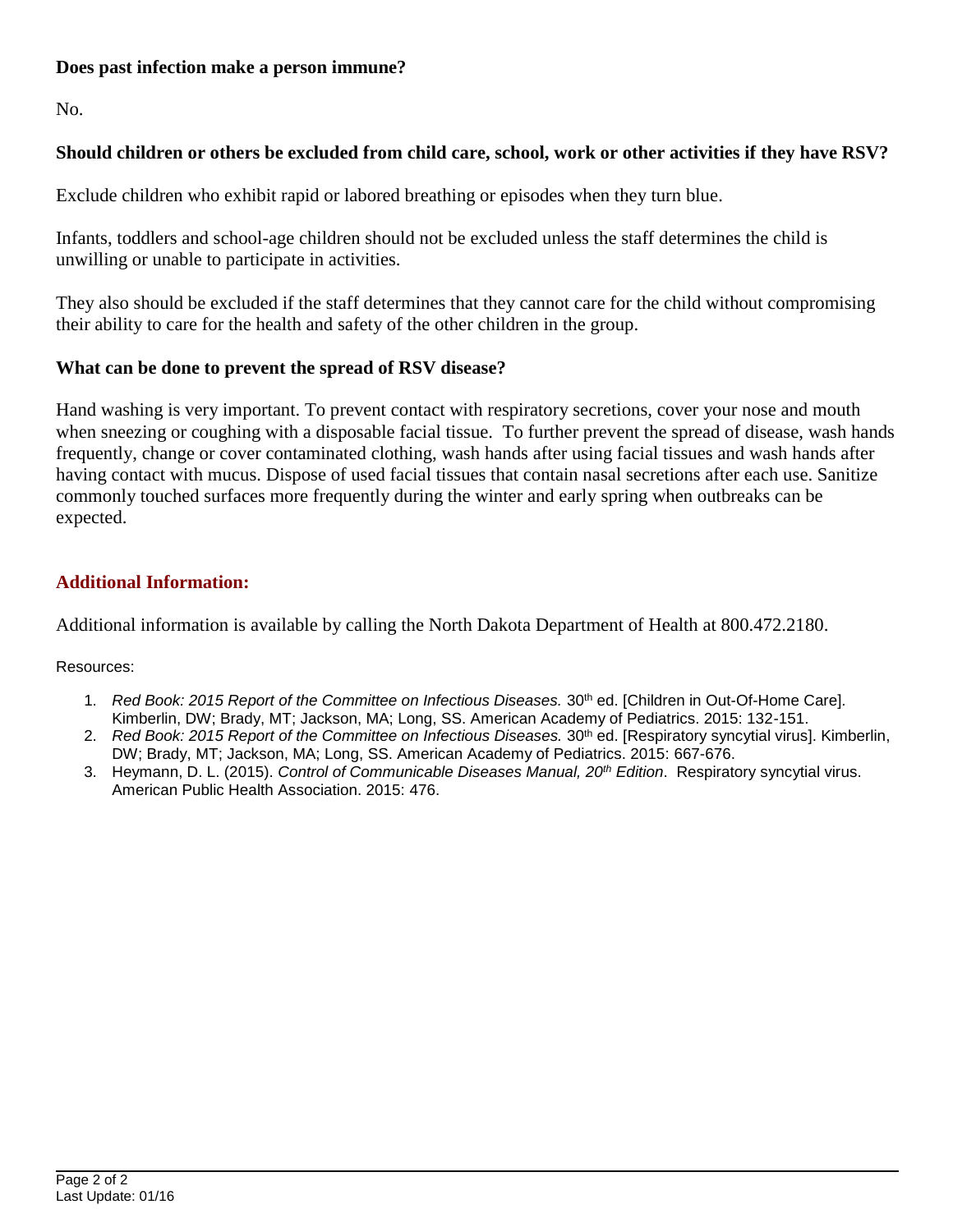**Does past infection make a person immune?**

No.

**Should children or others be excluded from child care, school, work or other activities if they have RSV?**

Exclude children who exhibit rapid or labored breathing or episodes when they turn blue.

Infants, toddlers and school-age children should not be excluded unless the staff determines the child is unwilling or unable to participate in activities.

They also should be excluded if the staff determines that they cannot care for the child without compromising their ability to care for the health and safety of the other children in the group.

**What can be done to prevent the spread of RSV disease?**

Hand washing is very important. To prevent contact with respiratory secretions, cover your nose and mouth when sneezing or coughing with a disposable facial tissue. To further prevent the spread of disease, wash hands frequently, change or cover contaminated clothing, wash hands after using facial tissues and wash hands after having contact with mucus. Dispose of used facial tissues that contain nasal secretions after each use. Sanitize commonly touched surfaces more frequently during the winter and early spring when outbreaks can be expected.

## Additional Information:

Additional information is available by calling the North Dakota Department of Health at 800.472.2180.

Resources:

1. *Red Book: 2015 Report of the Committee on Infectious Diseases.* 30th ed. [Children in Out-Of-Home Care]. Kimberlin, DW; Brady, MT; Jackson, MA; Long, SS. American Academy of Pediatrics. 2015: 132-151.
2. *Red Book: 2015 Report of the Committee on Infectious Diseases.* 30th ed. [Respiratory syncytial virus]. Kimberlin, DW; Brady, MT; Jackson, MA; Long, SS. American Academy of Pediatrics. 2015: 667-676.
3. Heymann, D. L. (2015). *Control of Communicable Diseases Manual, 20th Edition*. Respiratory syncytial virus. American Public Health Association. 2015: 476.

Last Update: 01/16